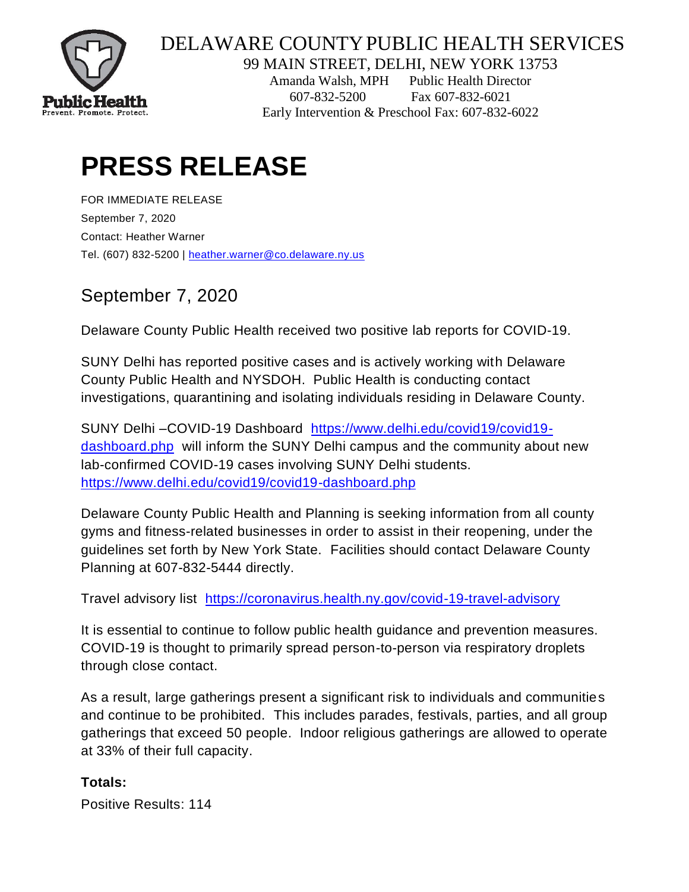DELAWARE COUNTY PUBLIC HEALTH SERVICES

99 MAIN STREET, DELHI, NEW YORK 13753

Amanda Walsh, MPH Public Health Director

607-832-5200 Fax 607-832-6021

Early Intervention & Preschool Fax: 607-832-6022

# PRESS RELEASE

FOR IMMEDIATE RELEASE

September 7, 2020

Contact: Heather Warner

Tel. (607) 832-5200 | heather.warner@co.delaware.ny.us

## September 7, 2020

Delaware County Public Health received two positive lab reports for COVID-19.

SUNY Delhi has reported positive cases and is actively working with Delaware County Public Health and NYSDOH. Public Health is conducting contact investigations, quarantining and isolating individuals residing in Delaware County.

SUNY Delhi –COVID-19 Dashboard https://www.delhi.edu/covid19/covid19-dashboard.php will inform the SUNY Delhi campus and the community about new lab-confirmed COVID-19 cases involving SUNY Delhi students. https://www.delhi.edu/covid19/covid19-dashboard.php

Delaware County Public Health and Planning is seeking information from all county gyms and fitness-related businesses in order to assist in their reopening, under the guidelines set forth by New York State. Facilities should contact Delaware County Planning at 607-832-5444 directly.

Travel advisory list https://coronavirus.health.ny.gov/covid-19-travel-advisory

It is essential to continue to follow public health guidance and prevention measures. COVID-19 is thought to primarily spread person-to-person via respiratory droplets through close contact.

As a result, large gatherings present a significant risk to individuals and communities and continue to be prohibited. This includes parades, festivals, parties, and all group gatherings that exceed 50 people. Indoor religious gatherings are allowed to operate at 33% of their full capacity.

**Totals:**

Positive Results: 114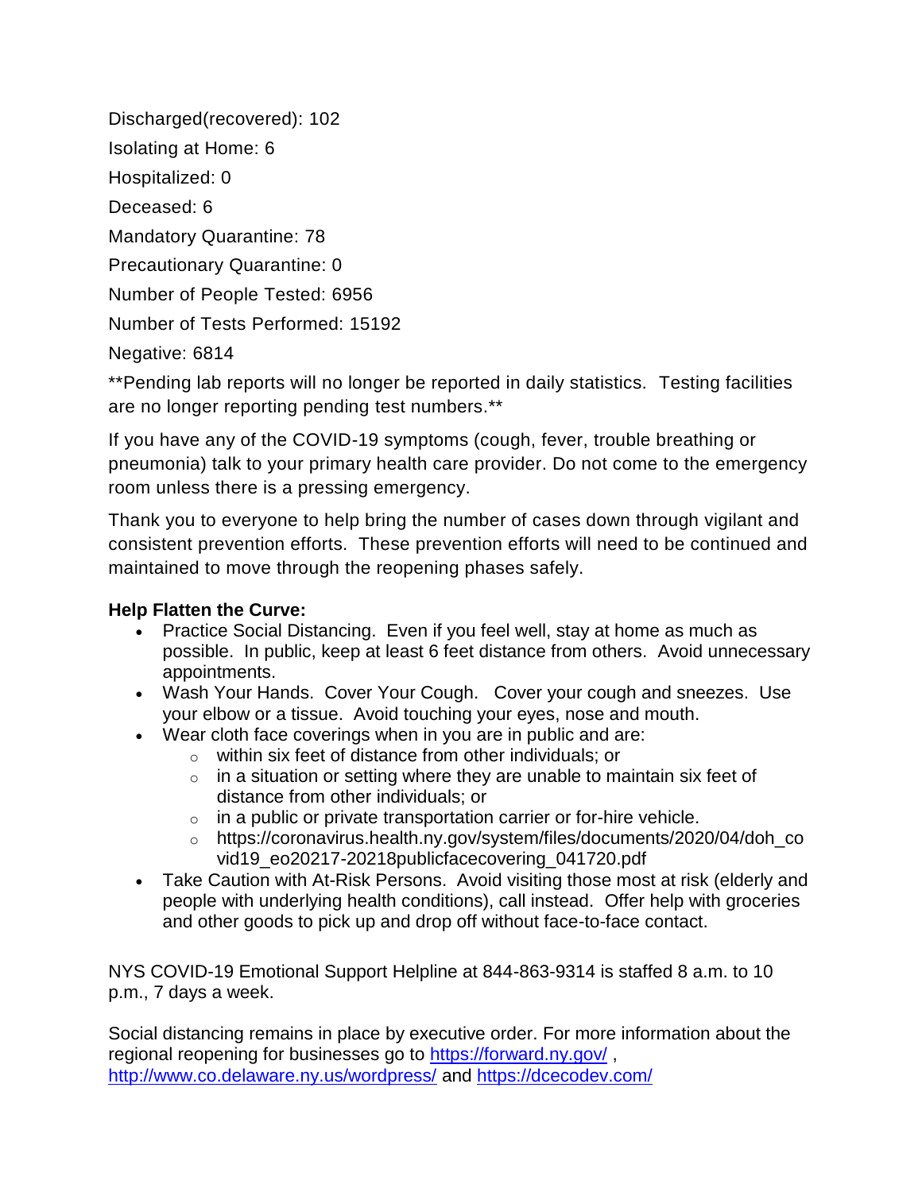Discharged(recovered): 102

Isolating at Home: 6

Hospitalized: 0

Deceased: 6

Mandatory Quarantine: 78

Precautionary Quarantine: 0

Number of People Tested: 6956

Number of Tests Performed: 15192

Negative: 6814

**Pending lab reports will no longer be reported in daily statistics. Testing facilities are no longer reporting pending test numbers.**

If you have any of the COVID-19 symptoms (cough, fever, trouble breathing or pneumonia) talk to your primary health care provider. Do not come to the emergency room unless there is a pressing emergency.

Thank you to everyone to help bring the number of cases down through vigilant and consistent prevention efforts. These prevention efforts will need to be continued and maintained to move through the reopening phases safely.

**Help Flatten the Curve:**

- Practice Social Distancing. Even if you feel well, stay at home as much as possible. In public, keep at least 6 feet distance from others. Avoid unnecessary appointments.
- Wash Your Hands. Cover Your Cough. Cover your cough and sneezes. Use your elbow or a tissue. Avoid touching your eyes, nose and mouth.
- Wear cloth face coverings when in you are in public and are:
  - within six feet of distance from other individuals; or
  - in a situation or setting where they are unable to maintain six feet of distance from other individuals; or
  - in a public or private transportation carrier or for-hire vehicle.
  - https://coronavirus.health.ny.gov/system/files/documents/2020/04/doh_covid19_eo20217-20218publicfacecovering_041720.pdf
- Take Caution with At-Risk Persons. Avoid visiting those most at risk (elderly and people with underlying health conditions), call instead. Offer help with groceries and other goods to pick up and drop off without face-to-face contact.

NYS COVID-19 Emotional Support Helpline at 844-863-9314 is staffed 8 a.m. to 10 p.m., 7 days a week.

Social distancing remains in place by executive order. For more information about the regional reopening for businesses go to [https://forward.ny.gov/](https://forward.ny.gov/) , [http://www.co.delaware.ny.us/wordpress/](http://www.co.delaware.ny.us/wordpress/) and [https://dcecodev.com/](https://dcecodev.com/)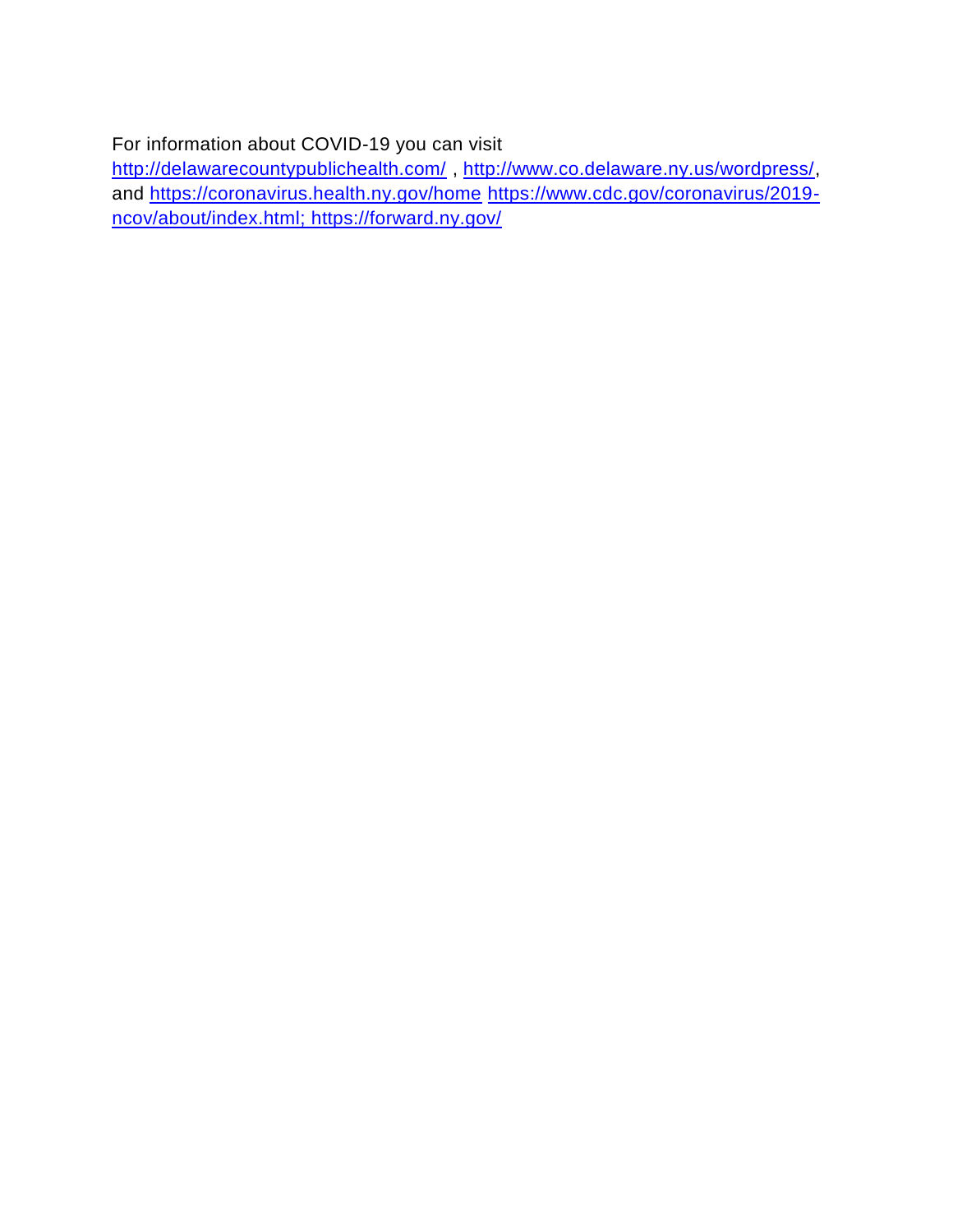For information about COVID-19 you can visit http://delawarecountypublichealth.com/ , http://www.co.delaware.ny.us/wordpress/, and https://coronavirus.health.ny.gov/home https://www.cdc.gov/coronavirus/2019-ncov/about/index.html; https://forward.ny.gov/